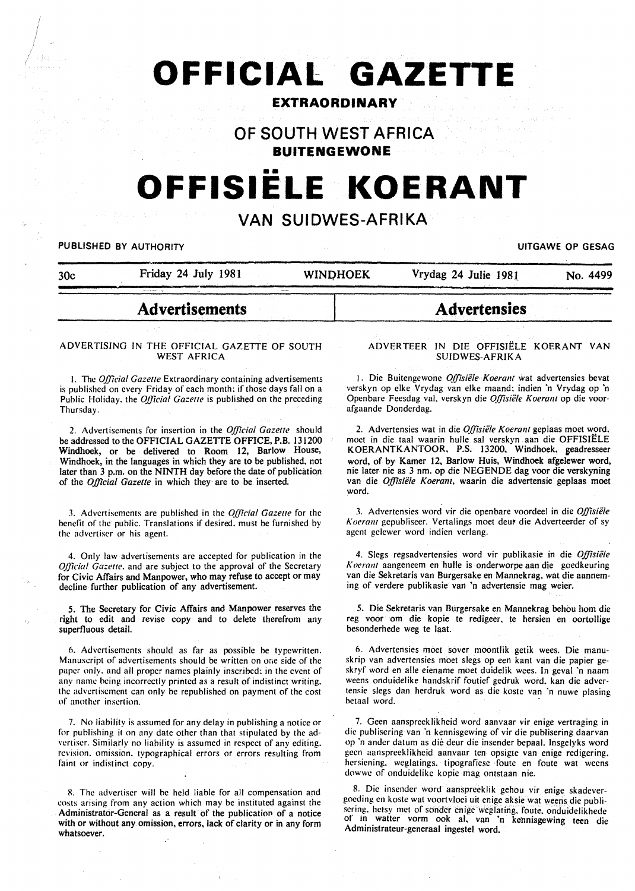# OFFICIAL GAZETTE

## EXTRAORDINARY

## OF SOUTH WEST AFRICA

## BUITENGEWONE

# OFFISIËLE KOERANT

## VAN SUIDWES-AFRIKA

PUBLISHED BY AUTHORITY — UITGAWE OP GESAG

| 30c | Friday 24 July 1981 | WINDHOEK | Vrydag 24 Julie 1981 | No. 4499 |
|---|---|---|---|---|

## Advertisements

### ADVERTISING IN THE OFFICIAL GAZETTE OF SOUTH WEST AFRICA

1. The *Official Gazette* Extraordinary containing advertisements is published on every Friday of each month; if those days fall on a Public Holiday, the *Official Gazette* is published on the preceding Thursday.

2. Advertisements for insertion in the *Official Gazette* should be addressed to the OFFICIAL GAZETTE OFFICE, P.B. 131200 Windhoek, or be delivered to Room 12, Barlow House, Windhoek, in the languages in which they are to be published, not later than 3 p.m. on the NINTH day before the date of publication of the *Official Gazette* in which they are to be inserted.

3. Advertisements are published in the *Official Gazette* for the benefit of the public. Translations if desired, must be furnished by the advertiser or his agent.

4. Only law advertisements are accepted for publication in the *Official Gazette*, and are subject to the approval of the Secretary for Civic Affairs and Manpower, who may refuse to accept or may decline further publication of any advertisement.

5. The Secretary for Civic Affairs and Manpower reserves the right to edit and revise copy and to delete therefrom any superfluous detail.

6. Advertisements should as far as possible be typewritten. Manuscript of advertisements should be written on one side of the paper only, and all proper names plainly inscribed; in the event of any name being incorrectly printed as a result of indistinct writing, the advertisement can only be republished on payment of the cost of another insertion.

7. No liability is assumed for any delay in publishing a notice or for publishing it on any date other than that stipulated by the advertiser. Similarly no liability is assumed in respect of any editing, revision, omission, typographical errors or errors resulting from faint or indistinct copy.

8. The advertiser will be held liable for all compensation and costs arising from any action which may be instituted against the Administrator-General as a result of the publication of a notice with or without any omission, errors, lack of clarity or in any form whatsoever.

## Advertensies

### ADVERTEER IN DIE OFFISIËLE KOERANT VAN SUIDWES-AFRIKA

1. Die Buitengewone *Offisiële Koerant* wat advertensies bevat verskyn op elke Vrydag van elke maand; indien 'n Vrydag op 'n Openbare Feesdag val, verskyn die *Offisiële Koerant* op die voorafgaande Donderdag.

2. Advertensies wat in die *Offisiële Koerant* geplaas moet word, moet in die taal waarin hulle sal verskyn aan die OFFISIËLE KOERANTKANTOOR, P.S. 13200, Windhoek, geadresseer word, of by Kamer 12, Barlow Huis, Windhoek afgelewer word, nie later nie as 3 nm. op die NEGENDE dag voor die verskyning van die *Offisiële Koerant*, waarin die advertensie geplaas moet word.

3. Advertensies word vir die openbare voordeel in die *Offisiële Koerant* gepubliseer. Vertalings moet deur die Adverteerder of sy agent gelewer word indien verlang.

4. Slegs regsadvertensies word vir publikasie in die *Offisiële Koerant* aangeneem en hulle is onderworpe aan die goedkeuring van die Sekretaris van Burgersake en Mannekrag, wat die aanneming of verdere publikasie van 'n advertensie mag weier.

5. Die Sekretaris van Burgersake en Mannekrag behou hom die reg voor om die kopie te redigeer, te hersien en oortollige besonderhede weg te laat.

6. Advertensies moet sover moontlik getik wees. Die manuskrip van advertensies moet slegs op een kant van die papier geskryf word en alle eiename moet duidelik wees. In geval 'n naam weens onduidelike handskrif foutief gedruk word, kan die advertensie slegs dan herdruk word as die koste van 'n nuwe plasing betaal word.

7. Geen aanspreeklikheid word aanvaar vir enige vertraging in die publisering van 'n kennisgewing of vir die publisering daarvan op 'n ander datum as dié deur die insender bepaal. Insgelyks word geen aanspreeklikheid aanvaar ten opsigte van enige redigering, hersiening, weglatings, tipografiese foute en foute wat weens dowwe of onduidelike kopie mag ontstaan nie.

8. Die insender word aanspreeklik gehou vir enige skadevergoeding en koste wat voortvloei uit enige aksie wat weens die publisering, hetsy met of sonder enige weglating, foute, onduidelikhede of in watter vorm ook al, van 'n kennisgewing teen die Administrateur-generaal ingestel word.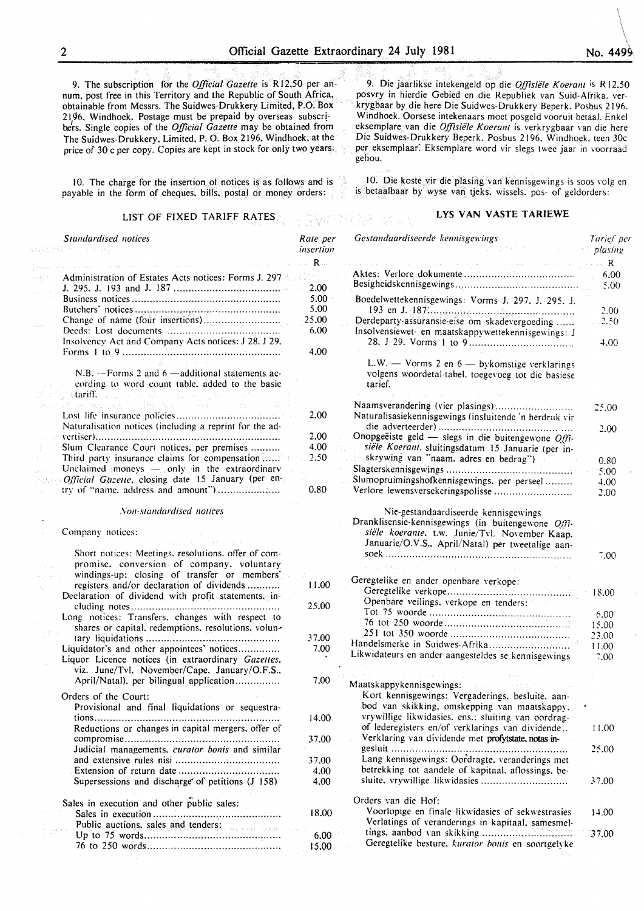9. The subscription for the *Official Gazette* is R12,50 per annum, post free in this Territory and the Republic of South Africa, obtainable from Messrs. The Suidwes-Drukkery Limited, P.O. Box 2196, Windhoek. Postage must be prepaid by overseas subscribers. Single copies of the *Official Gazette* may be obtained from The Suidwes-Drukkery, Limited, P. O. Box 2196, Windhoek, at the price of 30 c per copy. Copies are kept in stock for only two years.

10. The charge for the insertion of notices is as follows and is payable in the form of cheques, bills, postal or money orders:

## LIST OF FIXED TARIFF RATES

| *Standardised notices* | Rate per insertion |
|---|---|
| | R |
| Administration of Estates Acts notices: Forms J. 297 J. 295, J. 193 and J. 187 | 2.00 |
| Business notices | 5.00 |
| Butchers' notices | 5.00 |
| Change of name (four insertions) | 25.00 |
| Deeds: Lost documents | 6.00 |
| Insolvency Act and Company Acts notices: J 28, J 29, Forms 1 to 9 | 4.00 |
| N.B. —Forms 2 and 6 —additional statements according to word count table, added to the basic tariff. | |
| Lost life insurance policies | 2.00 |
| Naturalisation notices (including a reprint for the advertiser) | 2.00 |
| Slum Clearance Court notices, per premises | 4.00 |
| Third party insurance claims for compensation | 2.50 |
| Unclaimed moneys — only in the extraordinary *Official Gazette*, closing date 15 January (per entry of "name, address and amount") | 0.80 |

| *Non-standardised notices* | |
|---|---|
| Company notices: | |
| Short notices: Meetings, resolutions, offer of compromise, conversion of company, voluntary windings-up: closing of transfer or members' registers and/or declaration of dividends | 11.00 |
| Declaration of dividend with profit statements, including notes | 25.00 |
| Long notices: Transfers, changes with respect to shares or capital, redemptions, resolutions, voluntary liquidations | 37.00 |
| Liquidator's and other appointees' notices | 7.00 |
| Liquor Licence notices (in extraordinary *Gazettes*, viz. June/Tvl. November/Cape, January/O.F.S., April/Natal), per bilingual application | 7.00 |
| Orders of the Court: | |
| Provisional and final liquidations or sequestrations | 14.00 |
| Reductions or changes in capital mergers, offer of compromise | 37.00 |
| Judicial managements, *curator bonis* and similar and extensive rules nisi | 37.00 |
| Extension of return date | 4.00 |
| Supersessions and discharge of petitions (J 158) | 4.00 |
| Sales in execution and other public sales: | |
| Sales in execution | 18.00 |
| Public auctions, sales and tenders: | |
| Up to 75 words | 6.00 |
| 76 to 250 words | 15.00 |

9. Die jaarlikse intekengeld op die *Offisiële Koerant* is R12.50 posvry in hierdie Gebied en die Republiek van Suid-Afrika, verkrygbaar by die here Die Suidwes-Drukkery Beperk, Posbus 2196, Windhoek. Oorsese intekenaars moet posgeld vooruit betaal. Enkel eksemplare van die *Offisiële Koerant* is verkrygbaar van die here Die Suidwes-Drukkery Beperk, Posbus 2196, Windhoek, teen 30c per eksemplaar. Eksemplare word vir slegs twee jaar in voorraad gehou.

10. Die koste vir die plasing van kennisgewings is soos volg en is betaalbaar by wyse van tjeks, wissels, pos- of geldorders:

## LYS VAN VASTE TARIEWE

| *Gestandaardiseerde kennisgewings* | Tarief per plasing |
|---|---|
| | R |
| Aktes: Verlore dokumente | 6.00 |
| Besigheidskennisgewings | 5.00 |
| Boedelwettekennisgewings: Vorms J. 297, J. 295, J. 193 en J. 187 | 2.00 |
| Derdeparty-assuransie-eise om skadevergoeding | 2.50 |
| Insolvensiewet- en maatskappywettekennisgewings: J 28, J 29, Vorms 1 to 9 | 4.00 |
| L.W. — Vorms 2 en 6 — bykomstige verklarings volgens woordetal-tabel, toegevoeg tot die basiese tarief. | |
| Naamsverandering (vier plasings) | 25.00 |
| Naturalisasiekennisgewings (insluitende 'n herdruk vir die adverteerder) | 2.00 |
| Onopgeëiste geld — slegs in die buitengewone *Offisiële Koerant*, sluitingsdatum 15 Januarie (per inskrywing van "naam, adres en bedrag") | 0.80 |
| Slagterskennisgewings | 5.00 |
| Slumopruimingshofkennisgewings, per perseel | 4.00 |
| Verlore lewensversekeringspolisse | 2.00 |

| Nie-gestandaardiseerde kennisgewings | |
|---|---|
| Dranklisensie-kennisgewings (in buitengewone *Offisiële koerante*, t.w. Junie/Tvl. November Kaap, Januarie/O.V.S., April/Natal) per tweetalige aansoek | 7.00 |
| Geregtelike en ander openbare verkope: | |
| Geregtelike verkope | 18.00 |
| Openbare veilings, verkope en tenders: | |
| Tot 75 woorde | 6.00 |
| 76 tot 250 woorde | 15.00 |
| 251 tot 350 woorde | 23.00 |
| Handelsmerke in Suidwes-Afrika | 11.00 |
| Likwidateurs en ander aangesteldes se kennisgewings | 7.00 |
| Maatskappykennisgewings: | |
| Kort kennisgewings: Vergaderings, besluite, aanbod van skikking, omskepping van maatskappy, vrywillige likwidasies, ens.: sluiting van oordragof lederegisters en/of verklarings van dividende | 11.00 |
| Verklaring van dividende met profytstate, notas ingesluit | 25.00 |
| Lang kennisgewings: Oordragte, veranderings met betrekking tot aandele of kapitaal, aflossings, besluite, vrywillige likwidasies | 37.00 |
| Orders van die Hof: | |
| Voorlopige en finale likwidasies of sekwestrasies | 14.00 |
| Verlatings of veranderings in kapitaal, samesmeltings, aanbod van skikking | 37.00 |
| Geregtelike besture, *kurator bonis* en soortgelyke | |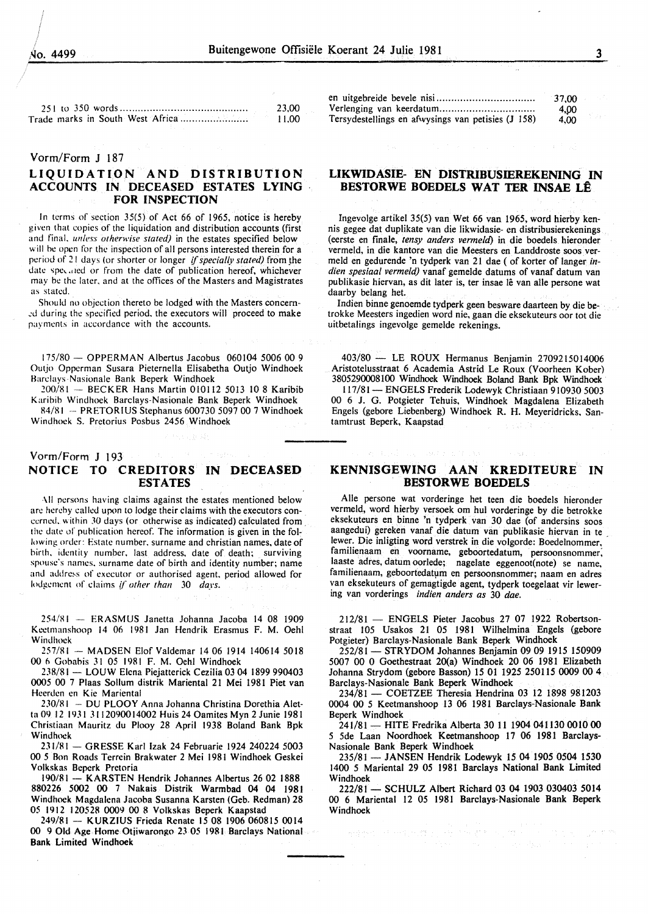| | |
|---|---|
| 251 to 350 words | 23,00 |
| Trade marks in South West Africa | 11,00 |

| | |
|---|---|
| en uitgebreide bevele nisi | 37,00 |
| Verlenging van keerdatum | 4,00 |
| Tersydestellings en afwysings van petisies (J 158) | 4,00 |

Vorm/Form J 187

## LIQUIDATION AND DISTRIBUTION ACCOUNTS IN DECEASED ESTATES LYING FOR INSPECTION

In terms of section 35(5) of Act 66 of 1965, notice is hereby given that copies of the liquidation and distribution accounts (first and final, *unless otherwise stated)* in the estates specified below will be open for the inspection of all persons interested therein for a period of 21 days (or shorter or longer *if specially stated)* from the date specified or from the date of publication hereof, whichever may be the later, and at the offices of the Masters and Magistrates as stated.

Should no objection thereto be lodged with the Masters concerned during the specified period, the executors will proceed to make payments in accordance with the accounts.

175/80 — OPPERMAN Albertus Jacobus 060104 5006 00 9 Outjo Opperman Susara Pieternella Elisabetha Outjo Windhoek Barclays-Nasionale Bank Beperk Windhoek

200/81 — BECKER Hans Martin 010112 5013 10 8 Karibib Karibib Windhoek Barclays-Nasionale Bank Beperk Windhoek

84/81 — PRETORIUS Stephanus 600730 5097 00 7 Windhoek Windhoek S. Pretorius Posbus 2456 Windhoek

## LIKWIDASIE- EN DISTRIBUSIEREKENING IN BESTORWE BOEDELS WAT TER INSAE LÊ

Ingevolge artikel 35(5) van Wet 66 van 1965, word hierby kennis gegee dat duplikate van die likwidasie- en distribusierekenings (eerste en finale, *tensy anders vermeld)* in die boedels hieronder vermeld, in die kantore van die Meesters en Landdroste soos vermeld en gedurende 'n tydperk van 21 dae ( of korter of langer *indien spesiaal vermeld)* vanaf gemelde datums of vanaf datum van publikasie hiervan, as dit later is, ter insae lê van alle persone wat daarby belang het.

Indien binne genoemde tydperk geen besware daarteen by die betrokke Meesters ingedien word nie, gaan die eksekuteurs oor tot die uitbetalings ingevolge gemelde rekenings.

403/80 — LE ROUX Hermanus Benjamin 2709215014006 Aristotelusstraat 6 Academia Astrid Le Roux (Voorheen Kober) 3805290008100 Windhoek Windhoek Boland Bank Bpk Windhoek

117/81 — ENGELS Frederik Lodewyk Christiaan 910930 5003 00 6 J. G. Potgieter Tehuis, Windhoek Magdalena Elizabeth Engels (gebore Liebenberg) Windhoek R. H. Meyeridricks, Santamtrust Beperk, Kaapstad

Vorm/Form J 193

## NOTICE TO CREDITORS IN DECEASED ESTATES

All persons having claims against the estates mentioned below are hereby called upon to lodge their claims with the executors concerned, within 30 days (or otherwise as indicated) calculated from the date of publication hereof. The information is given in the following order: Estate number, surname and christian names, date of birth, identity number, last address, date of death; surviving spouse's names, surname date of birth and identity number; name and address of executor or authorised agent, period allowed for lodgement of claims *if other than 30 days.*

254/81 — ERASMUS Janetta Johanna Jacoba 14 08 1909 Keetmanshoop 14 06 1981 Jan Hendrik Erasmus F. M. Oehl Windhoek

257/81 — MADSEN Elof Valdemar 14 06 1914 140614 5018 00 6 Gobabis 31 05 1981 F. M. Oehl Windhoek

238/81 — LOUW Elena Piejatterick Cezilia 03 04 1899 990403 0005 00 7 Plaas Sollum distrik Mariental 21 Mei 1981 Piet van Heerden en Kie Mariental

230/81 — DU PLOOY Anna Johanna Christina Dorethia Aletta 09 12 1931 3112090014002 Huis 24 Oamites Myn 2 Junie 1981 Christiaan Mauritz du Plooy 28 April 1938 Boland Bank Bpk Windhoek

231/81 — GRESSE Karl Izak 24 Februarie 1924 240224 5003 00 5 Bon Roads Terrein Brakwater 2 Mei 1981 Windhoek Geskei Volkskas Beperk Pretoria

190/81 — KARSTEN Hendrik Johannes Albertus 26 02 1888 880226 5002 00 7 Nakais Distrik Warmbad 04 04 1981 Windhoek Magdalena Jacoba Susanna Karsten (Geb. Redman) 28 05 1912 120528 0009 00 8 Volkskas Beperk Kaapstad

249/81 — KURZIUS Frieda Renate 15 08 1906 060815 0014 00 9 Old Age Home Otjiwarongo 23 05 1981 Barclays National Bank Limited Windhoek

## KENNISGEWING AAN KREDITEURE IN BESTORWE BOEDELS

Alle persone wat vorderinge het teen die boedels hieronder vermeld, word hierby versoek om hul vorderinge by die betrokke eksekuteurs en binne 'n tydperk van 30 dae (of andersins soos aangedui) gereken vanaf die datum van publikasie hiervan in te lewer. Die inligting word verstrek in die volgorde: Boedelnommer, familienaam en voorname, geboortedatum, persoonsnommer, laaste adres, datum oorlede; nagelate eggenoot(note) se name, familienaam, geboortedatum en persoonsnommer; naam en adres van eksekuteurs of gemagtigde agent, tydperk toegelaat vir lewering van vorderings *indien anders as 30 dae.*

212/81 — ENGELS Pieter Jacobus 27 07 1922 Robertsonstraat 105 Usakos 21 05 1981 Wilhelmina Engels (gebore Potgieter) Barclays-Nasionale Bank Beperk Windhoek

252/81 — STRYDOM Johannes Benjamin 09 09 1915 150909 5007 00 0 Goethestraat 20(a) Windhoek 20 06 1981 Elizabeth Johanna Strydom (gebore Basson) 15 01 1925 250115 0009 00 4 Barclays-Nasionale Bank Beperk Windhoek

234/81 — COETZEE Theresia Hendrina 03 12 1898 981203 0004 00 5 Keetmanshoop 13 06 1981 Barclays-Nasionale Bank Beperk Windhoek

241/81 — HITE Fredrika Alberta 30 11 1904 041130 0010 00 5 5de Laan Noordhoek Keetmanshoop 17 06 1981 Barclays-Nasionale Bank Beperk Windhoek

235/81 — JANSEN Hendrik Lodewyk 15 04 1905 0504 1530 1400 5 Mariental 29 05 1981 Barclays National Bank Limited Windhoek

222/81 — SCHULZ Albert Richard 03 04 1903 030403 5014 00 6 Mariental 12 05 1981 Barclays-Nasionale Bank Beperk Windhoek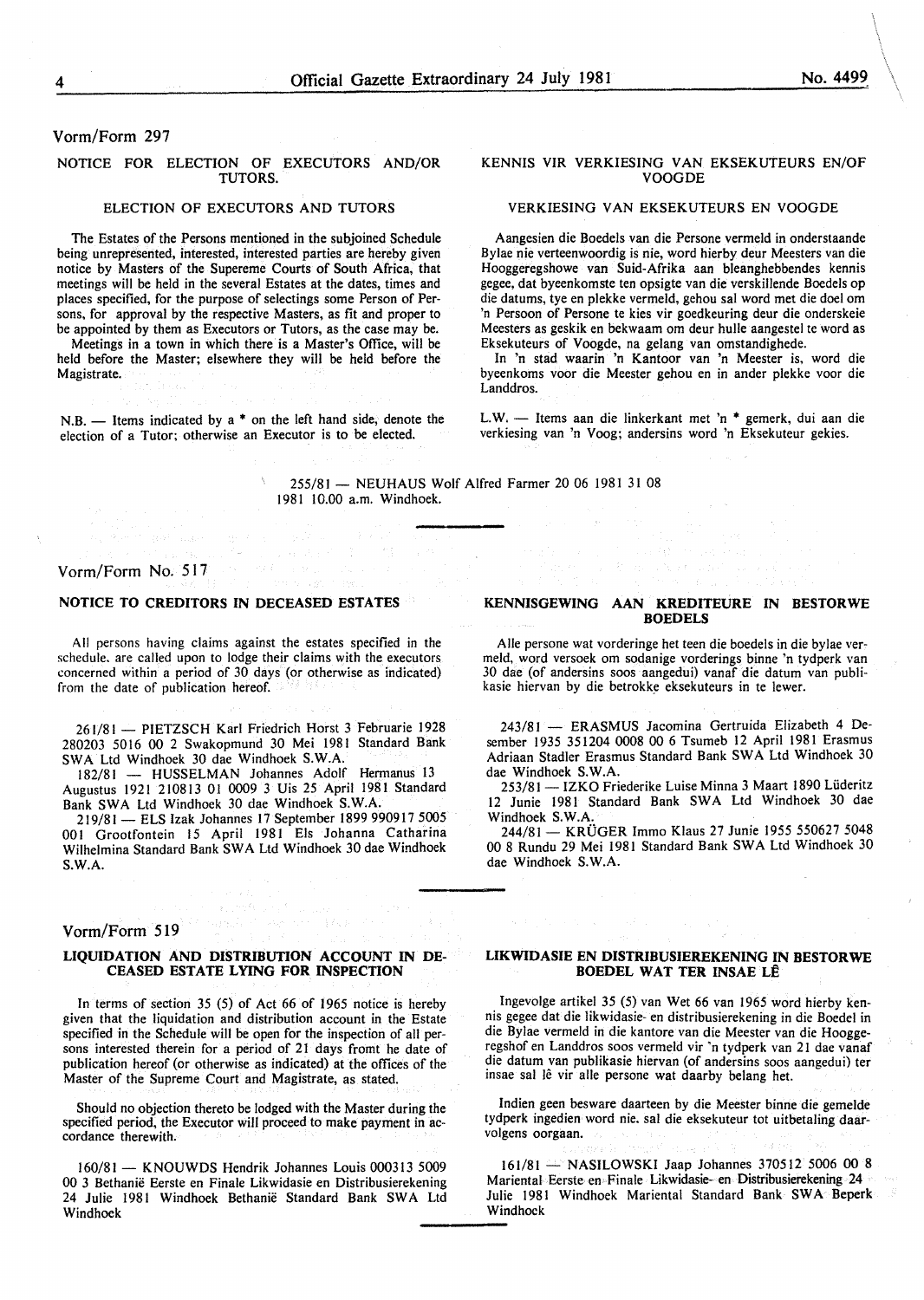## Vorm/Form 297

### NOTICE FOR ELECTION OF EXECUTORS AND/OR TUTORS.

ELECTION OF EXECUTORS AND TUTORS

The Estates of the Persons mentioned in the subjoined Schedule being unrepresented, interested, interested parties are hereby given notice by Masters of the Supereme Courts of South Africa, that meetings will be held in the several Estates at the dates, times and places specified, for the purpose of selectings some Person of Persons, for approval by the respective Masters, as fit and proper to be appointed by them as Executors or Tutors, as the case may be.

Meetings in a town in which there is a Master's Office, will be held before the Master; elsewhere they will be held before the Magistrate.

N.B. — Items indicated by a * on the left hand side, denote the election of a Tutor; otherwise an Executor is to be elected.

### KENNIS VIR VERKIESING VAN EKSEKUTEURS EN/OF VOOGDE

VERKIESING VAN EKSEKUTEURS EN VOOGDE

Aangesien die Boedels van die Persone vermeld in onderstaande Bylae nie verteenwoordig is nie, word hierby deur Meesters van die Hooggeregshowe van Suid-Afrika aan bleanghebbendes kennis gegee, dat byeenkomste ten opsigte van die verskillende Boedels op die datums, tye en plekke vermeld, gehou sal word met die doel om 'n Persoon of Persone te kies vir goedkeuring deur die onderskeie Meesters as geskik en bekwaam om deur hulle aangestel te word as Eksekuteurs of Voogde, na gelang van omstandighede.

In 'n stad waarin 'n Kantoor van 'n Meester is, word die byeenkoms voor die Meester gehou en in ander plekke voor die Landdros.

L.W. — Items aan die linkerkant met 'n * gemerk, dui aan die verkiesing van 'n Voog; andersins word 'n Eksekuteur gekies.

255/81 — NEUHAUS Wolf Alfred Farmer 20 06 1981 31 08 1981 10.00 a.m. Windhoek.

## Vorm/Form No. 517

### NOTICE TO CREDITORS IN DECEASED ESTATES

All persons having claims against the estates specified in the schedule. are called upon to lodge their claims with the executors concerned within a period of 30 days (or otherwise as indicated) from the date of publication hereof.

261/81 — PIETZSCH Karl Friedrich Horst 3 Februarie 1928 280203 5016 00 2 Swakopmund 30 Mei 1981 Standard Bank SWA Ltd Windhoek 30 dae Windhoek S.W.A.

182/81 — HUSSELMAN Johannes Adolf Hermanus 13 Augustus 1921 210813 01 0009 3 Uis 25 April 1981 Standard Bank SWA Ltd Windhoek 30 dae Windhoek S.W.A.

219/81 — ELS Izak Johannes 17 September 1899 990917 5005 001 Grootfontein 15 April 1981 Els Johanna Catharina Wilhelmina Standard Bank SWA Ltd Windhoek 30 dae Windhoek S.W.A.

### KENNISGEWING AAN KREDITEURE IN BESTORWE BOEDELS

Alle persone wat vorderinge het teen die boedels in die bylae vermeld, word versoek om sodanige vorderings binne 'n tydperk van 30 dae (of andersins soos aangedui) vanaf die datum van publikasie hiervan by die betrokke eksekuteurs in te lewer.

243/81 — ERASMUS Jacomina Gertruida Elizabeth 4 Desember 1935 351204 0008 00 6 Tsumeb 12 April 1981 Erasmus Adriaan Stadler Erasmus Standard Bank SWA Ltd Windhoek 30 dae Windhoek S.W.A.

253/81 — IZKO Friederike Luise Minna 3 Maart 1890 Lüderitz 12 Junie 1981 Standard Bank SWA Ltd Windhoek 30 dae Windhoek S.W.A.

244/81 — KRÜGER Immo Klaus 27 Junie 1955 550627 5048 00 8 Rundu 29 Mei 1981 Standard Bank SWA Ltd Windhoek 30 dae Windhoek S.W.A.

## Vorm/Form 519

### LIQUIDATION AND DISTRIBUTION ACCOUNT IN DECEASED ESTATE LYING FOR INSPECTION

In terms of section 35 (5) of Act 66 of 1965 notice is hereby given that the liquidation and distribution account in the Estate specified in the Schedule will be open for the inspection of all persons interested therein for a period of 21 days fromt he date of publication hereof (or otherwise as indicated) at the offices of the Master of the Supreme Court and Magistrate, as stated.

Should no objection thereto be lodged with the Master during the specified period, the Executor will proceed to make payment in accordance therewith.

160/81 — KNOUWDS Hendrik Johannes Louis 000313 5009 00 3 Bethanië Eerste en Finale Likwidasie en Distribusierekening 24 Julie 1981 Windhoek Bethanië Standard Bank SWA Ltd Windhoek

### LIKWIDASIE EN DISTRIBUSIEREKENING IN BESTORWE BOEDEL WAT TER INSAE LÊ

Ingevolge artikel 35 (5) van Wet 66 van 1965 word hierby kennis gegee dat die likwidasie- en distribusierekening in die Boedel in die Bylae vermeld in die kantore van die Meester van die Hooggeregshof en Landdros soos vermeld vir 'n tydperk van 21 dae vanaf die datum van publikasie hiervan (of andersins soos aangedui) ter insae sal lê vir alle persone wat daarby belang het.

Indien geen besware daarteen by die Meester binne die gemelde tydperk ingedien word nie. sal die eksekuteur tot uitbetaling daarvolgens oorgaan.

161/81 — NASILOWSKI Jaap Johannes 370512 5006 00 8 Mariental Eerste en Finale Likwidasie- en Distribusierekening 24 Julie 1981 Windhoek Mariental Standard Bank SWA Beperk Windhoek